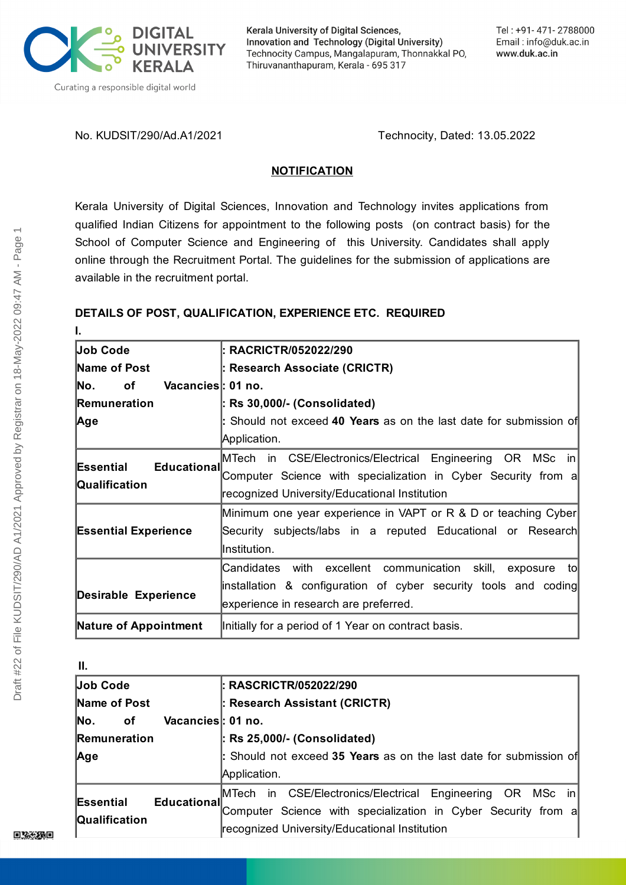No. KUDSIT/290/Ad.A1/2021 Technocity, Dated: 13.05.2022

## NOTIFICATION

Kerala University of Digital Sciences, Innovation and Technology invites applications from qualified Indian Citizens for appointment to the following posts (on contract basis) for the School of Computer Science and Engineering of this University. Candidates shall apply online through the Recruitment Portal. The guidelines for the submission of applications are available in the recruitment portal.

### DETAILS OF POST, QUALIFICATION, EXPERIENCE ETC. REQUIRED

**I.**

| | |
|---|---|
| **Job Code**<br>**Name of Post**<br>**No. of Vacancies**<br>**Remuneration**<br>**Age** | **: RACRICTR/052022/290**<br>**: Research Associate (CRICTR)**<br>**: 01 no.**<br>**: Rs 30,000/- (Consolidated)**<br>: Should not exceed **40 Years** as on the last date for submission of Application. |
| **Essential Educational Qualification** | MTech in CSE/Electronics/Electrical Engineering OR MSc in Computer Science with specialization in Cyber Security from a recognized University/Educational Institution |
| **Essential Experience** | Minimum one year experience in VAPT or R & D or teaching Cyber Security subjects/labs in a reputed Educational or Research Institution. |
| **Desirable Experience** | Candidates with excellent communication skill, exposure to installation & configuration of cyber security tools and coding experience in research are preferred. |
| **Nature of Appointment** | Initially for a period of 1 Year on contract basis. |

**II.**

| | |
|---|---|
| **Job Code**<br>**Name of Post**<br>**No. of Vacancies**<br>**Remuneration**<br>**Age** | **: RASCRICTR/052022/290**<br>**: Research Assistant (CRICTR)**<br>**: 01 no.**<br>**: Rs 25,000/- (Consolidated)**<br>: Should not exceed **35 Years** as on the last date for submission of Application. |
| **Essential Educational Qualification** | MTech in CSE/Electronics/Electrical Engineering OR MSc in Computer Science with specialization in Cyber Security from a recognized University/Educational Institution |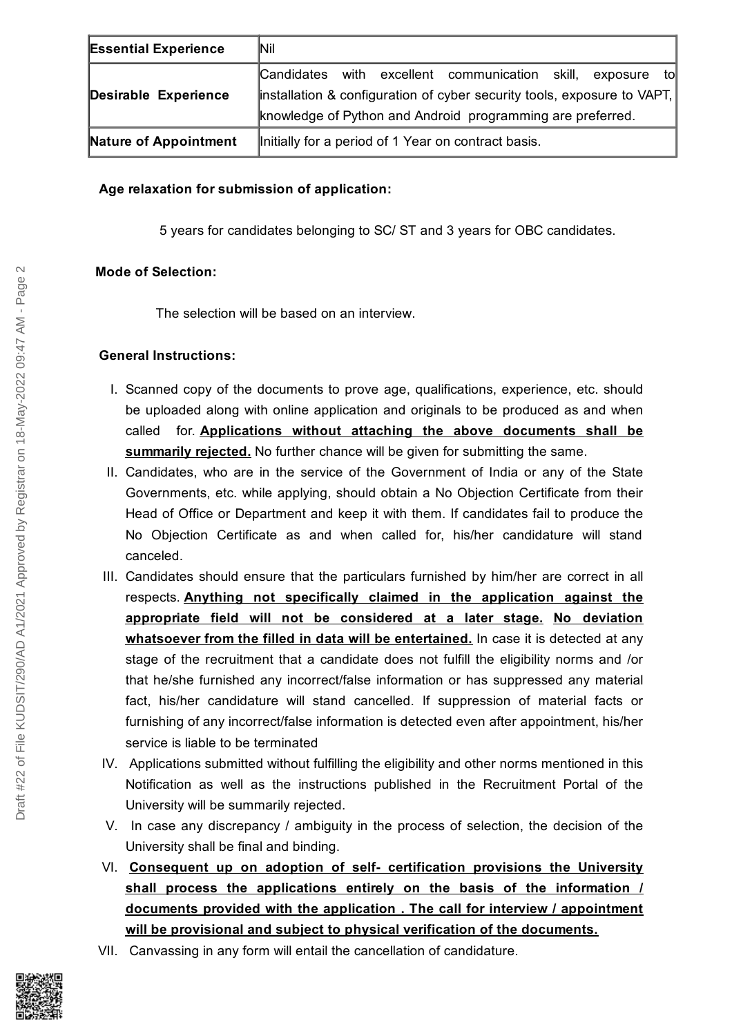| Essential Experience | Nil |
|---|---|
| Desirable Experience | Candidates with excellent communication skill, exposure to installation & configuration of cyber security tools, exposure to VAPT, knowledge of Python and Android programming are preferred. |
| Nature of Appointment | Initially for a period of 1 Year on contract basis. |

**Age relaxation for submission of application:**

5 years for candidates belonging to SC/ ST and 3 years for OBC candidates.

**Mode of Selection:**

The selection will be based on an interview.

**General Instructions:**

I. Scanned copy of the documents to prove age, qualifications, experience, etc. should be uploaded along with online application and originals to be produced as and when called for. **Applications without attaching the above documents shall be summarily rejected.** No further chance will be given for submitting the same.

II. Candidates, who are in the service of the Government of India or any of the State Governments, etc. while applying, should obtain a No Objection Certificate from their Head of Office or Department and keep it with them. If candidates fail to produce the No Objection Certificate as and when called for, his/her candidature will stand canceled.

III. Candidates should ensure that the particulars furnished by him/her are correct in all respects. **Anything not specifically claimed in the application against the appropriate field will not be considered at a later stage. No deviation whatsoever from the filled in data will be entertained.** In case it is detected at any stage of the recruitment that a candidate does not fulfill the eligibility norms and /or that he/she furnished any incorrect/false information or has suppressed any material fact, his/her candidature will stand cancelled. If suppression of material facts or furnishing of any incorrect/false information is detected even after appointment, his/her service is liable to be terminated

IV. Applications submitted without fulfilling the eligibility and other norms mentioned in this Notification as well as the instructions published in the Recruitment Portal of the University will be summarily rejected.

V. In case any discrepancy / ambiguity in the process of selection, the decision of the University shall be final and binding.

VI. **Consequent up on adoption of self- certification provisions the University shall process the applications entirely on the basis of the information / documents provided with the application . The call for interview / appointment will be provisional and subject to physical verification of the documents.**

VII. Canvassing in any form will entail the cancellation of candidature.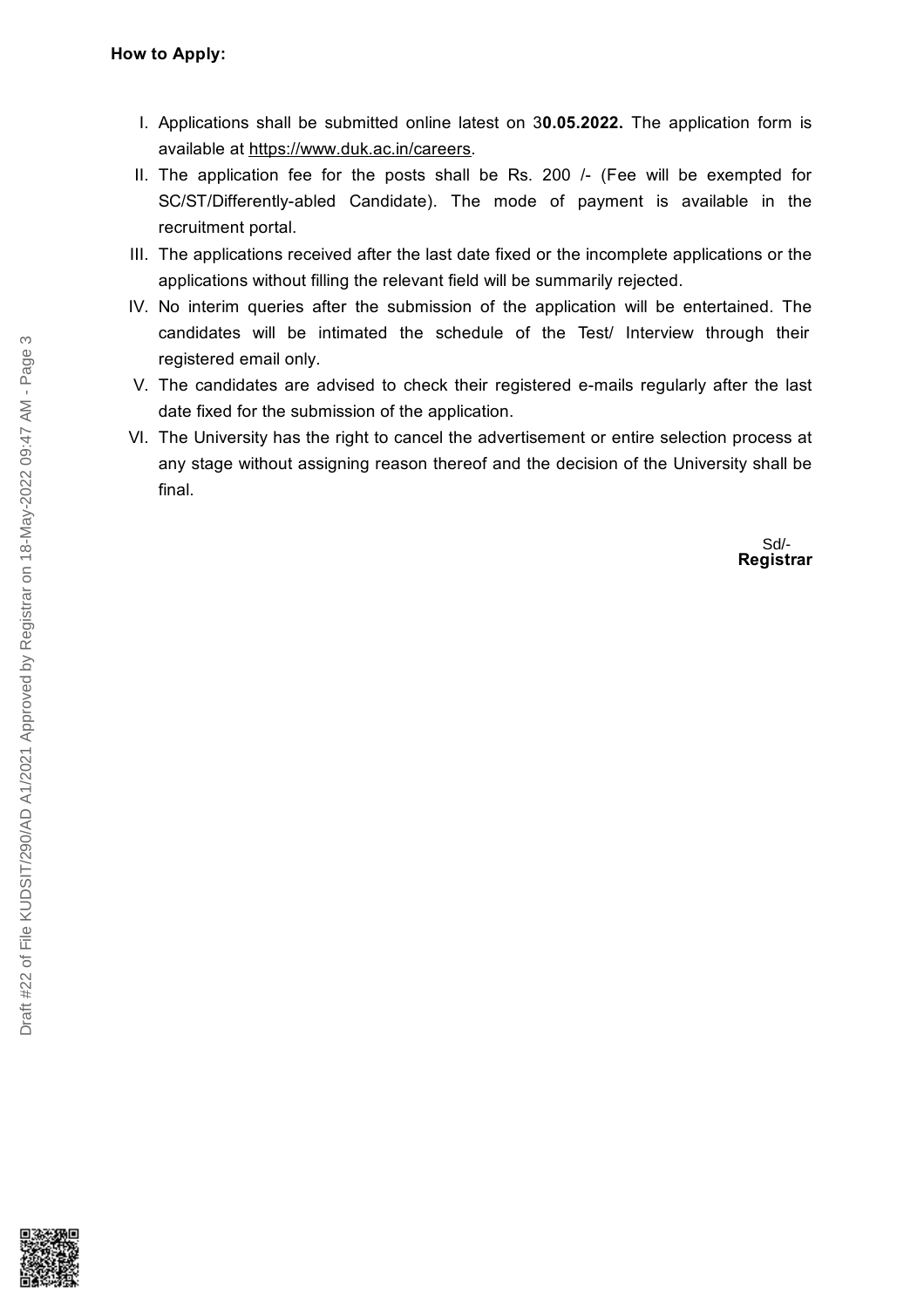**How to Apply:**

I. Applications shall be submitted online latest on 3**0.05.2022.** The application form is available at https://www.duk.ac.in/careers.

II. The application fee for the posts shall be Rs. 200 /- (Fee will be exempted for SC/ST/Differently-abled Candidate). The mode of payment is available in the recruitment portal.

III. The applications received after the last date fixed or the incomplete applications or the applications without filling the relevant field will be summarily rejected.

IV. No interim queries after the submission of the application will be entertained. The candidates will be intimated the schedule of the Test/ Interview through their registered email only.

V. The candidates are advised to check their registered e-mails regularly after the last date fixed for the submission of the application.

VI. The University has the right to cancel the advertisement or entire selection process at any stage without assigning reason thereof and the decision of the University shall be final.

Sd/-
**Registrar**

Draft #22 of File KUDSIT/290/AD A1/2021 Approved by Registrar on 18-May-2022 09:47 AM - Page 3